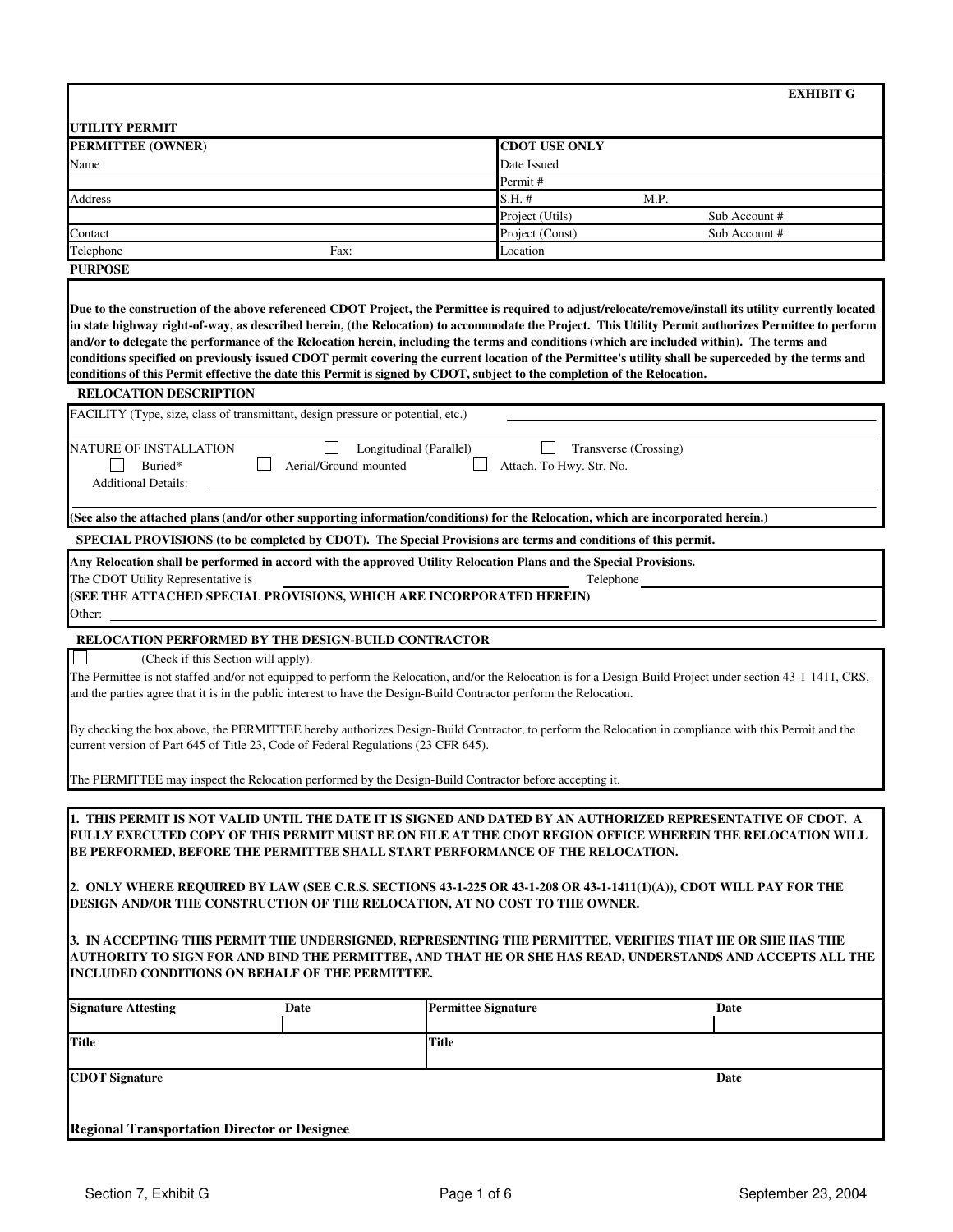**EXHIBIT G**

## UTILITY PERMIT

| PERMITTEE (OWNER) | | CDOT USE ONLY | | |
|---|---|---|---|---|
| Name | | Date Issued | | |
| | | Permit # | | |
| Address | | S.H. # | M.P. | |
| | | Project (Utils) | | Sub Account # |
| Contact | | Project (Const) | | Sub Account # |
| Telephone | Fax: | Location | | |

### PURPOSE

**Due to the construction of the above referenced CDOT Project, the Permittee is required to adjust/relocate/remove/install its utility currently located in state highway right-of-way, as described herein, (the Relocation) to accommodate the Project. This Utility Permit authorizes Permittee to perform and/or to delegate the performance of the Relocation herein, including the terms and conditions (which are included within). The terms and conditions specified on previously issued CDOT permit covering the current location of the Permittee's utility shall be superceded by the terms and conditions of this Permit effective the date this Permit is signed by CDOT, subject to the completion of the Relocation.**

### RELOCATION DESCRIPTION

FACILITY (Type, size, class of transmittant, design pressure or potential, etc.) ______________________________

NATURE OF INSTALLATION ☐ Longitudinal (Parallel) ☐ Transverse (Crossing)

☐ Buried* ☐ Aerial/Ground-mounted ☐ Attach. To Hwy. Str. No.

Additional Details: ______________________________

**(See also the attached plans (and/or other supporting information/conditions) for the Relocation, which are incorporated herein.)**

### SPECIAL PROVISIONS (to be completed by CDOT). The Special Provisions are terms and conditions of this permit.

**Any Relocation shall be performed in accord with the approved Utility Relocation Plans and the Special Provisions.**

The CDOT Utility Representative is ______________________________ Telephone ______________

**(SEE THE ATTACHED SPECIAL PROVISIONS, WHICH ARE INCORPORATED HEREIN)**

Other: ______________________________

### RELOCATION PERFORMED BY THE DESIGN-BUILD CONTRACTOR

☐ (Check if this Section will apply).

The Permittee is not staffed and/or not equipped to perform the Relocation, and/or the Relocation is for a Design-Build Project under section 43-1-1411, CRS, and the parties agree that it is in the public interest to have the Design-Build Contractor perform the Relocation.

By checking the box above, the PERMITTEE hereby authorizes Design-Build Contractor, to perform the Relocation in compliance with this Permit and the current version of Part 645 of Title 23, Code of Federal Regulations (23 CFR 645).

The PERMITTEE may inspect the Relocation performed by the Design-Build Contractor before accepting it.

**1. THIS PERMIT IS NOT VALID UNTIL THE DATE IT IS SIGNED AND DATED BY AN AUTHORIZED REPRESENTATIVE OF CDOT. A FULLY EXECUTED COPY OF THIS PERMIT MUST BE ON FILE AT THE CDOT REGION OFFICE WHEREIN THE RELOCATION WILL BE PERFORMED, BEFORE THE PERMITTEE SHALL START PERFORMANCE OF THE RELOCATION.**

**2. ONLY WHERE REQUIRED BY LAW (SEE C.R.S. SECTIONS 43-1-225 OR 43-1-208 OR 43-1-1411(1)(A)), CDOT WILL PAY FOR THE DESIGN AND/OR THE CONSTRUCTION OF THE RELOCATION, AT NO COST TO THE OWNER.**

**3. IN ACCEPTING THIS PERMIT THE UNDERSIGNED, REPRESENTING THE PERMITTEE, VERIFIES THAT HE OR SHE HAS THE AUTHORITY TO SIGN FOR AND BIND THE PERMITTEE, AND THAT HE OR SHE HAS READ, UNDERSTANDS AND ACCEPTS ALL THE INCLUDED CONDITIONS ON BEHALF OF THE PERMITTEE.**

| Signature Attesting | Date | Permittee Signature | Date |
|---|---|---|---|
| **Title** | | **Title** | |
| **CDOT Signature** | | | **Date** |
| **Regional Transportation Director or Designee** | | | |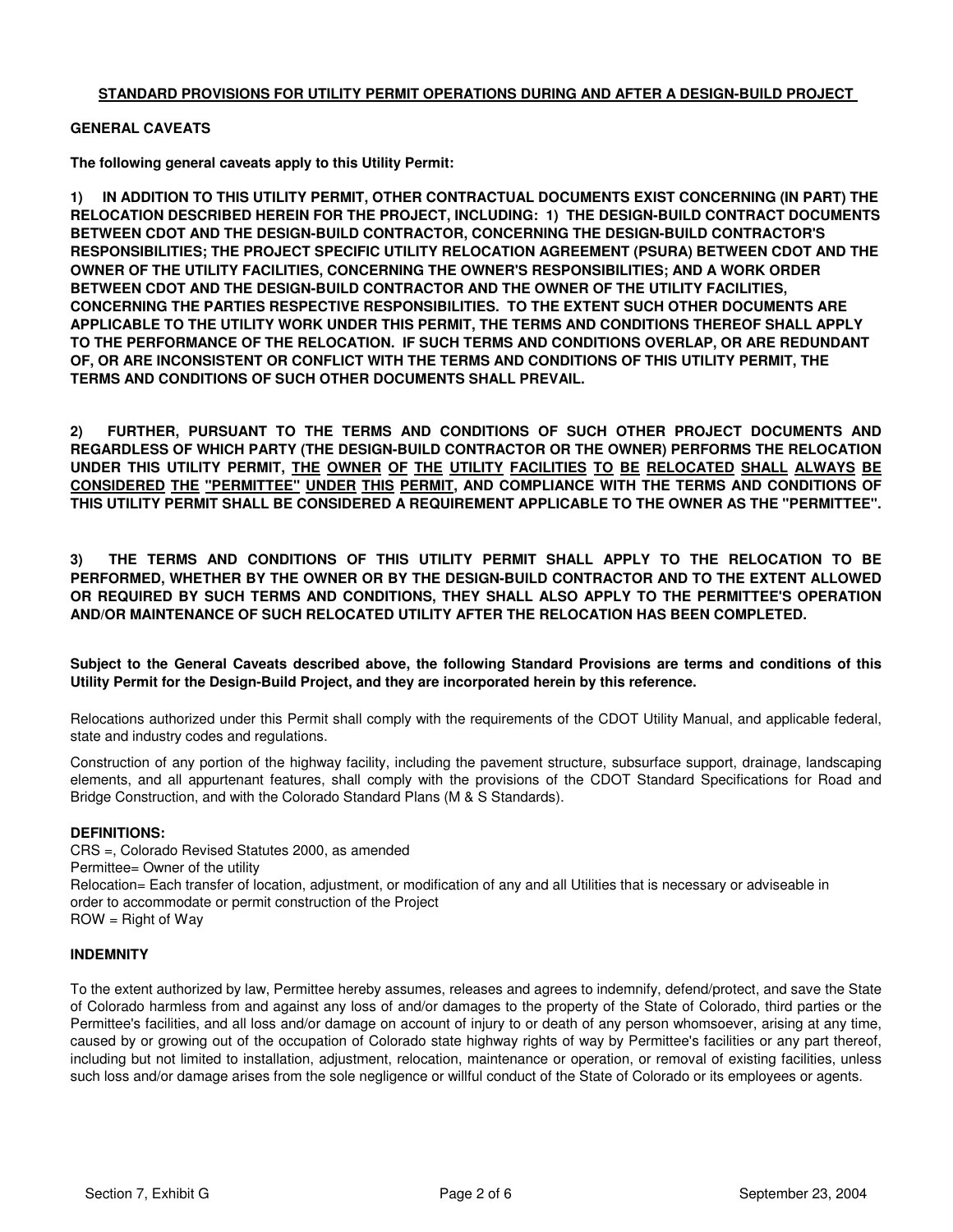## STANDARD PROVISIONS FOR UTILITY PERMIT OPERATIONS DURING AND AFTER A DESIGN-BUILD PROJECT

### GENERAL CAVEATS

**The following general caveats apply to this Utility Permit:**

**1) IN ADDITION TO THIS UTILITY PERMIT, OTHER CONTRACTUAL DOCUMENTS EXIST CONCERNING (IN PART) THE RELOCATION DESCRIBED HEREIN FOR THE PROJECT, INCLUDING: 1) THE DESIGN-BUILD CONTRACT DOCUMENTS BETWEEN CDOT AND THE DESIGN-BUILD CONTRACTOR, CONCERNING THE DESIGN-BUILD CONTRACTOR'S RESPONSIBILITIES; THE PROJECT SPECIFIC UTILITY RELOCATION AGREEMENT (PSURA) BETWEEN CDOT AND THE OWNER OF THE UTILITY FACILITIES, CONCERNING THE OWNER'S RESPONSIBILITIES; AND A WORK ORDER BETWEEN CDOT AND THE DESIGN-BUILD CONTRACTOR AND THE OWNER OF THE UTILITY FACILITIES, CONCERNING THE PARTIES RESPECTIVE RESPONSIBILITIES. TO THE EXTENT SUCH OTHER DOCUMENTS ARE APPLICABLE TO THE UTILITY WORK UNDER THIS PERMIT, THE TERMS AND CONDITIONS THEREOF SHALL APPLY TO THE PERFORMANCE OF THE RELOCATION. IF SUCH TERMS AND CONDITIONS OVERLAP, OR ARE REDUNDANT OF, OR ARE INCONSISTENT OR CONFLICT WITH THE TERMS AND CONDITIONS OF THIS UTILITY PERMIT, THE TERMS AND CONDITIONS OF SUCH OTHER DOCUMENTS SHALL PREVAIL.**

**2) FURTHER, PURSUANT TO THE TERMS AND CONDITIONS OF SUCH OTHER PROJECT DOCUMENTS AND REGARDLESS OF WHICH PARTY (THE DESIGN-BUILD CONTRACTOR OR THE OWNER) PERFORMS THE RELOCATION UNDER THIS UTILITY PERMIT, <u>THE OWNER OF THE UTILITY FACILITIES TO BE RELOCATED SHALL ALWAYS BE CONSIDERED THE "PERMITTEE" UNDER THIS PERMIT</u>, AND COMPLIANCE WITH THE TERMS AND CONDITIONS OF THIS UTILITY PERMIT SHALL BE CONSIDERED A REQUIREMENT APPLICABLE TO THE OWNER AS THE "PERMITTEE".**

**3) THE TERMS AND CONDITIONS OF THIS UTILITY PERMIT SHALL APPLY TO THE RELOCATION TO BE PERFORMED, WHETHER BY THE OWNER OR BY THE DESIGN-BUILD CONTRACTOR AND TO THE EXTENT ALLOWED OR REQUIRED BY SUCH TERMS AND CONDITIONS, THEY SHALL ALSO APPLY TO THE PERMITTEE'S OPERATION AND/OR MAINTENANCE OF SUCH RELOCATED UTILITY AFTER THE RELOCATION HAS BEEN COMPLETED.**

**Subject to the General Caveats described above, the following Standard Provisions are terms and conditions of this Utility Permit for the Design-Build Project, and they are incorporated herein by this reference.**

Relocations authorized under this Permit shall comply with the requirements of the CDOT Utility Manual, and applicable federal, state and industry codes and regulations.

Construction of any portion of the highway facility, including the pavement structure, subsurface support, drainage, landscaping elements, and all appurtenant features, shall comply with the provisions of the CDOT Standard Specifications for Road and Bridge Construction, and with the Colorado Standard Plans (M & S Standards).

### DEFINITIONS:

CRS =, Colorado Revised Statutes 2000, as amended
Permittee= Owner of the utility
Relocation= Each transfer of location, adjustment, or modification of any and all Utilities that is necessary or adviseable in order to accommodate or permit construction of the Project
ROW = Right of Way

### INDEMNITY

To the extent authorized by law, Permittee hereby assumes, releases and agrees to indemnify, defend/protect, and save the State of Colorado harmless from and against any loss of and/or damages to the property of the State of Colorado, third parties or the Permittee's facilities, and all loss and/or damage on account of injury to or death of any person whomsoever, arising at any time, caused by or growing out of the occupation of Colorado state highway rights of way by Permittee's facilities or any part thereof, including but not limited to installation, adjustment, relocation, maintenance or operation, or removal of existing facilities, unless such loss and/or damage arises from the sole negligence or willful conduct of the State of Colorado or its employees or agents.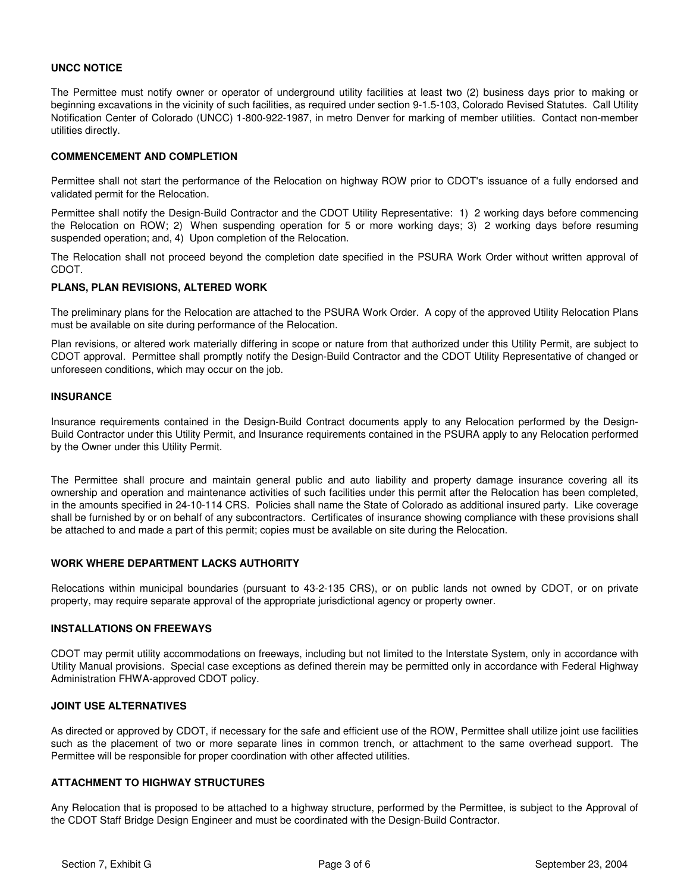## UNCC NOTICE

The Permittee must notify owner or operator of underground utility facilities at least two (2) business days prior to making or beginning excavations in the vicinity of such facilities, as required under section 9-1.5-103, Colorado Revised Statutes. Call Utility Notification Center of Colorado (UNCC) 1-800-922-1987, in metro Denver for marking of member utilities. Contact non-member utilities directly.

## COMMENCEMENT AND COMPLETION

Permittee shall not start the performance of the Relocation on highway ROW prior to CDOT's issuance of a fully endorsed and validated permit for the Relocation.

Permittee shall notify the Design-Build Contractor and the CDOT Utility Representative: 1) 2 working days before commencing the Relocation on ROW; 2) When suspending operation for 5 or more working days; 3) 2 working days before resuming suspended operation; and, 4) Upon completion of the Relocation.

The Relocation shall not proceed beyond the completion date specified in the PSURA Work Order without written approval of CDOT.

## PLANS, PLAN REVISIONS, ALTERED WORK

The preliminary plans for the Relocation are attached to the PSURA Work Order. A copy of the approved Utility Relocation Plans must be available on site during performance of the Relocation.

Plan revisions, or altered work materially differing in scope or nature from that authorized under this Utility Permit, are subject to CDOT approval. Permittee shall promptly notify the Design-Build Contractor and the CDOT Utility Representative of changed or unforeseen conditions, which may occur on the job.

## INSURANCE

Insurance requirements contained in the Design-Build Contract documents apply to any Relocation performed by the Design-Build Contractor under this Utility Permit, and Insurance requirements contained in the PSURA apply to any Relocation performed by the Owner under this Utility Permit.

The Permittee shall procure and maintain general public and auto liability and property damage insurance covering all its ownership and operation and maintenance activities of such facilities under this permit after the Relocation has been completed, in the amounts specified in 24-10-114 CRS. Policies shall name the State of Colorado as additional insured party. Like coverage shall be furnished by or on behalf of any subcontractors. Certificates of insurance showing compliance with these provisions shall be attached to and made a part of this permit; copies must be available on site during the Relocation.

## WORK WHERE DEPARTMENT LACKS AUTHORITY

Relocations within municipal boundaries (pursuant to 43-2-135 CRS), or on public lands not owned by CDOT, or on private property, may require separate approval of the appropriate jurisdictional agency or property owner.

## INSTALLATIONS ON FREEWAYS

CDOT may permit utility accommodations on freeways, including but not limited to the Interstate System, only in accordance with Utility Manual provisions. Special case exceptions as defined therein may be permitted only in accordance with Federal Highway Administration FHWA-approved CDOT policy.

## JOINT USE ALTERNATIVES

As directed or approved by CDOT, if necessary for the safe and efficient use of the ROW, Permittee shall utilize joint use facilities such as the placement of two or more separate lines in common trench, or attachment to the same overhead support. The Permittee will be responsible for proper coordination with other affected utilities.

## ATTACHMENT TO HIGHWAY STRUCTURES

Any Relocation that is proposed to be attached to a highway structure, performed by the Permittee, is subject to the Approval of the CDOT Staff Bridge Design Engineer and must be coordinated with the Design-Build Contractor.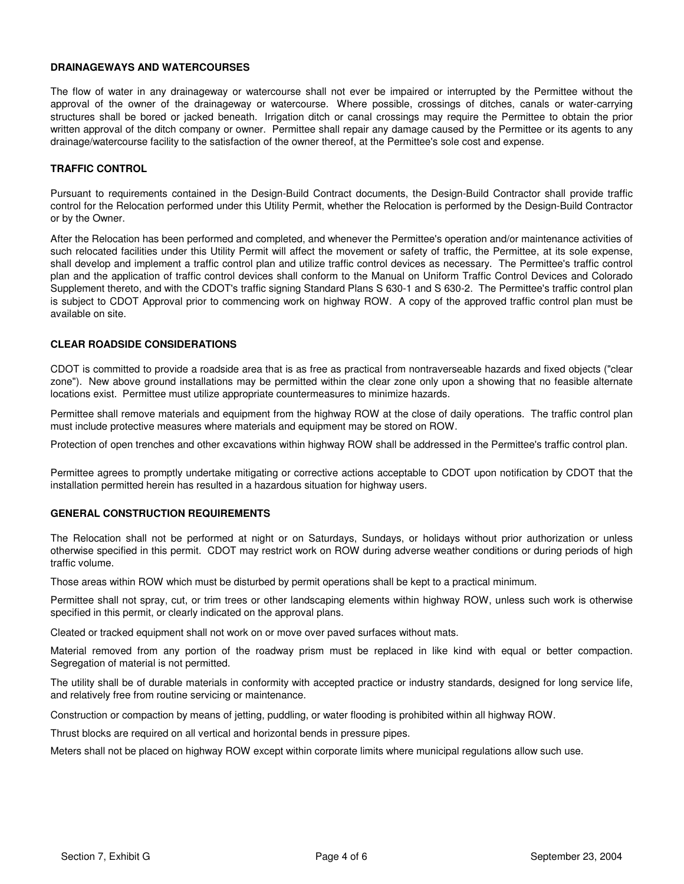### DRAINAGEWAYS AND WATERCOURSES

The flow of water in any drainageway or watercourse shall not ever be impaired or interrupted by the Permittee without the approval of the owner of the drainageway or watercourse. Where possible, crossings of ditches, canals or water-carrying structures shall be bored or jacked beneath. Irrigation ditch or canal crossings may require the Permittee to obtain the prior written approval of the ditch company or owner. Permittee shall repair any damage caused by the Permittee or its agents to any drainage/watercourse facility to the satisfaction of the owner thereof, at the Permittee's sole cost and expense.

### TRAFFIC CONTROL

Pursuant to requirements contained in the Design-Build Contract documents, the Design-Build Contractor shall provide traffic control for the Relocation performed under this Utility Permit, whether the Relocation is performed by the Design-Build Contractor or by the Owner.

After the Relocation has been performed and completed, and whenever the Permittee's operation and/or maintenance activities of such relocated facilities under this Utility Permit will affect the movement or safety of traffic, the Permittee, at its sole expense, shall develop and implement a traffic control plan and utilize traffic control devices as necessary. The Permittee's traffic control plan and the application of traffic control devices shall conform to the Manual on Uniform Traffic Control Devices and Colorado Supplement thereto, and with the CDOT's traffic signing Standard Plans S 630-1 and S 630-2. The Permittee's traffic control plan is subject to CDOT Approval prior to commencing work on highway ROW. A copy of the approved traffic control plan must be available on site.

### CLEAR ROADSIDE CONSIDERATIONS

CDOT is committed to provide a roadside area that is as free as practical from nontraverseable hazards and fixed objects ("clear zone"). New above ground installations may be permitted within the clear zone only upon a showing that no feasible alternate locations exist. Permittee must utilize appropriate countermeasures to minimize hazards.

Permittee shall remove materials and equipment from the highway ROW at the close of daily operations. The traffic control plan must include protective measures where materials and equipment may be stored on ROW.

Protection of open trenches and other excavations within highway ROW shall be addressed in the Permittee's traffic control plan.

Permittee agrees to promptly undertake mitigating or corrective actions acceptable to CDOT upon notification by CDOT that the installation permitted herein has resulted in a hazardous situation for highway users.

### GENERAL CONSTRUCTION REQUIREMENTS

The Relocation shall not be performed at night or on Saturdays, Sundays, or holidays without prior authorization or unless otherwise specified in this permit. CDOT may restrict work on ROW during adverse weather conditions or during periods of high traffic volume.

Those areas within ROW which must be disturbed by permit operations shall be kept to a practical minimum.

Permittee shall not spray, cut, or trim trees or other landscaping elements within highway ROW, unless such work is otherwise specified in this permit, or clearly indicated on the approval plans.

Cleated or tracked equipment shall not work on or move over paved surfaces without mats.

Material removed from any portion of the roadway prism must be replaced in like kind with equal or better compaction. Segregation of material is not permitted.

The utility shall be of durable materials in conformity with accepted practice or industry standards, designed for long service life, and relatively free from routine servicing or maintenance.

Construction or compaction by means of jetting, puddling, or water flooding is prohibited within all highway ROW.

Thrust blocks are required on all vertical and horizontal bends in pressure pipes.

Meters shall not be placed on highway ROW except within corporate limits where municipal regulations allow such use.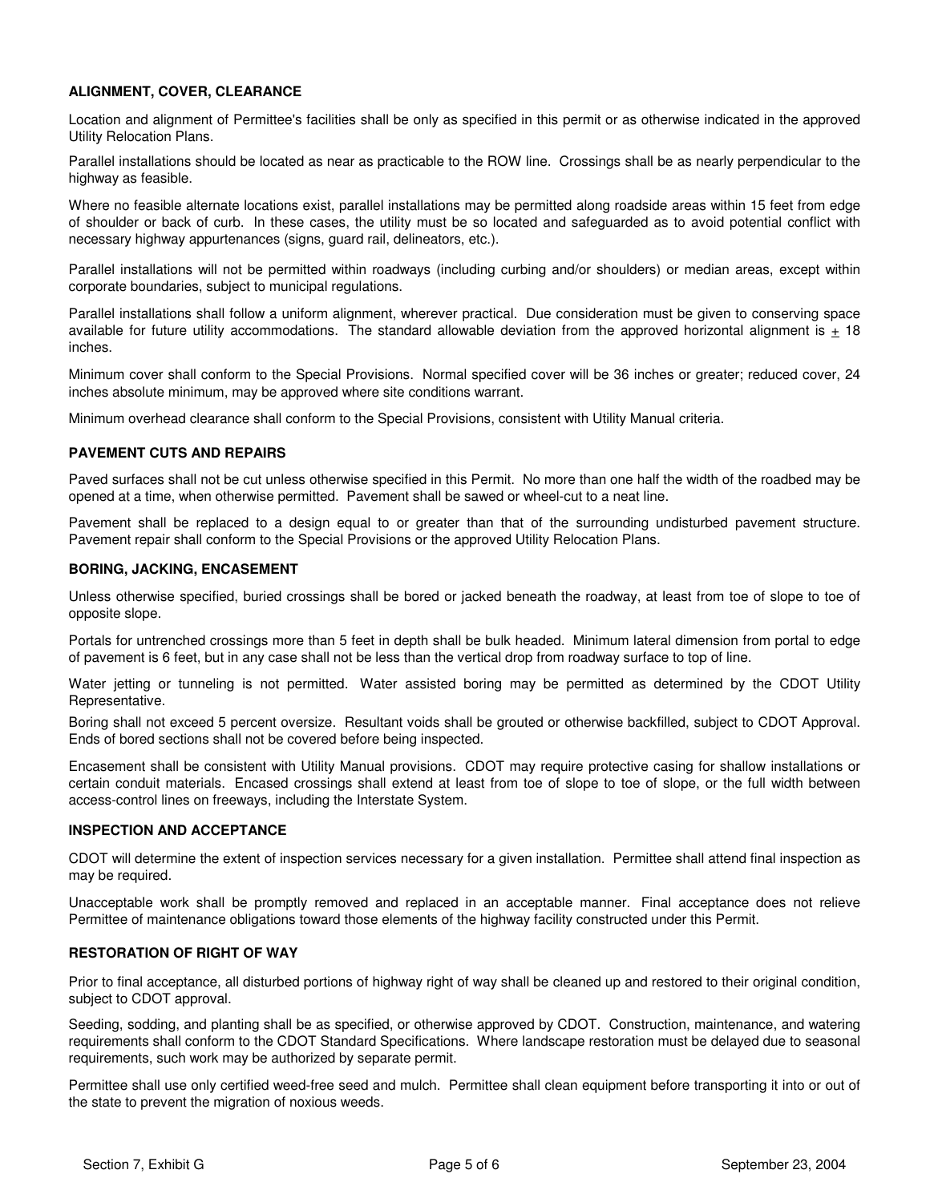### ALIGNMENT, COVER, CLEARANCE

Location and alignment of Permittee's facilities shall be only as specified in this permit or as otherwise indicated in the approved Utility Relocation Plans.

Parallel installations should be located as near as practicable to the ROW line. Crossings shall be as nearly perpendicular to the highway as feasible.

Where no feasible alternate locations exist, parallel installations may be permitted along roadside areas within 15 feet from edge of shoulder or back of curb. In these cases, the utility must be so located and safeguarded as to avoid potential conflict with necessary highway appurtenances (signs, guard rail, delineators, etc.).

Parallel installations will not be permitted within roadways (including curbing and/or shoulders) or median areas, except within corporate boundaries, subject to municipal regulations.

Parallel installations shall follow a uniform alignment, wherever practical. Due consideration must be given to conserving space available for future utility accommodations. The standard allowable deviation from the approved horizontal alignment is ± 18 inches.

Minimum cover shall conform to the Special Provisions. Normal specified cover will be 36 inches or greater; reduced cover, 24 inches absolute minimum, may be approved where site conditions warrant.

Minimum overhead clearance shall conform to the Special Provisions, consistent with Utility Manual criteria.

### PAVEMENT CUTS AND REPAIRS

Paved surfaces shall not be cut unless otherwise specified in this Permit. No more than one half the width of the roadbed may be opened at a time, when otherwise permitted. Pavement shall be sawed or wheel-cut to a neat line.

Pavement shall be replaced to a design equal to or greater than that of the surrounding undisturbed pavement structure. Pavement repair shall conform to the Special Provisions or the approved Utility Relocation Plans.

### BORING, JACKING, ENCASEMENT

Unless otherwise specified, buried crossings shall be bored or jacked beneath the roadway, at least from toe of slope to toe of opposite slope.

Portals for untrenched crossings more than 5 feet in depth shall be bulk headed. Minimum lateral dimension from portal to edge of pavement is 6 feet, but in any case shall not be less than the vertical drop from roadway surface to top of line.

Water jetting or tunneling is not permitted. Water assisted boring may be permitted as determined by the CDOT Utility Representative.

Boring shall not exceed 5 percent oversize. Resultant voids shall be grouted or otherwise backfilled, subject to CDOT Approval. Ends of bored sections shall not be covered before being inspected.

Encasement shall be consistent with Utility Manual provisions. CDOT may require protective casing for shallow installations or certain conduit materials. Encased crossings shall extend at least from toe of slope to toe of slope, or the full width between access-control lines on freeways, including the Interstate System.

### INSPECTION AND ACCEPTANCE

CDOT will determine the extent of inspection services necessary for a given installation. Permittee shall attend final inspection as may be required.

Unacceptable work shall be promptly removed and replaced in an acceptable manner. Final acceptance does not relieve Permittee of maintenance obligations toward those elements of the highway facility constructed under this Permit.

### RESTORATION OF RIGHT OF WAY

Prior to final acceptance, all disturbed portions of highway right of way shall be cleaned up and restored to their original condition, subject to CDOT approval.

Seeding, sodding, and planting shall be as specified, or otherwise approved by CDOT. Construction, maintenance, and watering requirements shall conform to the CDOT Standard Specifications. Where landscape restoration must be delayed due to seasonal requirements, such work may be authorized by separate permit.

Permittee shall use only certified weed-free seed and mulch. Permittee shall clean equipment before transporting it into or out of the state to prevent the migration of noxious weeds.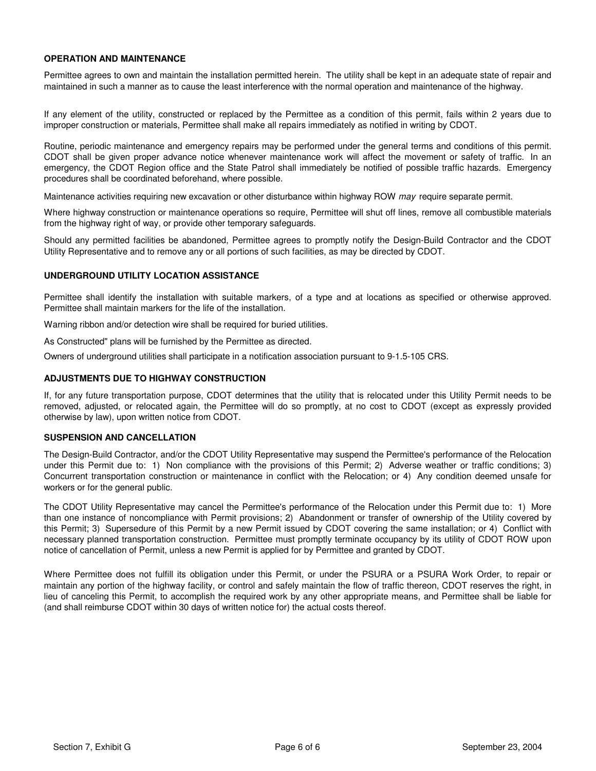**OPERATION AND MAINTENANCE**

Permittee agrees to own and maintain the installation permitted herein. The utility shall be kept in an adequate state of repair and maintained in such a manner as to cause the least interference with the normal operation and maintenance of the highway.

If any element of the utility, constructed or replaced by the Permittee as a condition of this permit, fails within 2 years due to improper construction or materials, Permittee shall make all repairs immediately as notified in writing by CDOT.

Routine, periodic maintenance and emergency repairs may be performed under the general terms and conditions of this permit. CDOT shall be given proper advance notice whenever maintenance work will affect the movement or safety of traffic. In an emergency, the CDOT Region office and the State Patrol shall immediately be notified of possible traffic hazards. Emergency procedures shall be coordinated beforehand, where possible.

Maintenance activities requiring new excavation or other disturbance within highway ROW *may* require separate permit.

Where highway construction or maintenance operations so require, Permittee will shut off lines, remove all combustible materials from the highway right of way, or provide other temporary safeguards.

Should any permitted facilities be abandoned, Permittee agrees to promptly notify the Design-Build Contractor and the CDOT Utility Representative and to remove any or all portions of such facilities, as may be directed by CDOT.

**UNDERGROUND UTILITY LOCATION ASSISTANCE**

Permittee shall identify the installation with suitable markers, of a type and at locations as specified or otherwise approved. Permittee shall maintain markers for the life of the installation.

Warning ribbon and/or detection wire shall be required for buried utilities.

As Constructed" plans will be furnished by the Permittee as directed.

Owners of underground utilities shall participate in a notification association pursuant to 9-1.5-105 CRS.

**ADJUSTMENTS DUE TO HIGHWAY CONSTRUCTION**

If, for any future transportation purpose, CDOT determines that the utility that is relocated under this Utility Permit needs to be removed, adjusted, or relocated again, the Permittee will do so promptly, at no cost to CDOT (except as expressly provided otherwise by law), upon written notice from CDOT.

**SUSPENSION AND CANCELLATION**

The Design-Build Contractor, and/or the CDOT Utility Representative may suspend the Permittee's performance of the Relocation under this Permit due to: 1) Non compliance with the provisions of this Permit; 2) Adverse weather or traffic conditions; 3) Concurrent transportation construction or maintenance in conflict with the Relocation; or 4) Any condition deemed unsafe for workers or for the general public.

The CDOT Utility Representative may cancel the Permittee's performance of the Relocation under this Permit due to: 1) More than one instance of noncompliance with Permit provisions; 2) Abandonment or transfer of ownership of the Utility covered by this Permit; 3) Supersedure of this Permit by a new Permit issued by CDOT covering the same installation; or 4) Conflict with necessary planned transportation construction. Permittee must promptly terminate occupancy by its utility of CDOT ROW upon notice of cancellation of Permit, unless a new Permit is applied for by Permittee and granted by CDOT.

Where Permittee does not fulfill its obligation under this Permit, or under the PSURA or a PSURA Work Order, to repair or maintain any portion of the highway facility, or control and safely maintain the flow of traffic thereon, CDOT reserves the right, in lieu of canceling this Permit, to accomplish the required work by any other appropriate means, and Permittee shall be liable for (and shall reimburse CDOT within 30 days of written notice for) the actual costs thereof.